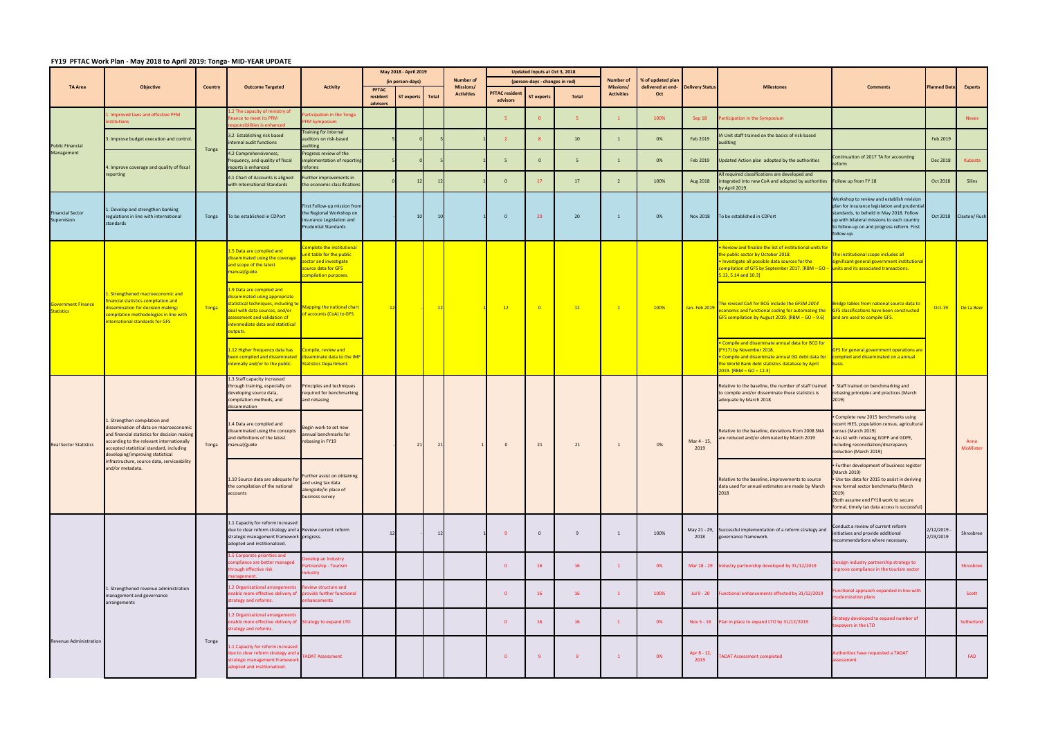## FY19 PFTAC Work Plan - May 2018 to April 2019: Tonga- MID-YEAR UPDATE

| TA Area | Objective | Country | Outcome Targeted | Activity | May 2018 - April 2019 (in person-days) | | | Number of Missions/ Activities | Updated Inputs at Oct 3, 2018 (person-days - changes in red) | | | Number of Missions/ Activities | % of updated plan delivered at end-Oct | Delivery Status | Milestones | Comments | Planned Date | Experts |
|---|---|---|---|---|---|---|---|---|---|---|---|---|---|---|---|---|---|---|
| | | | | | PFTAC resident advisors | ST experts | Total | | PFTAC resident advisors | ST experts | Total | | | | | | | |
| Public Financial Management | 1. Improved laws and effective PFM institutions | Tonga | 1.2 The capacity of ministry of finance to meet its PFM responsibilities is enhanced | Participation in the Tonga PFM Symposium | | | | | 5 | 0 | 5 | 1 | 100% | Sep 18 | Participation in the Symposium | | | Neves |
| | 3. Improve budget execution and control. | | 3.2 Establishing risk based internal audit functions | Training for internal auditors on risk-based auditing | 5 | 0 | 5 | 1 | 2 | 8 | 10 | 1 | 0% | Feb 2019 | IA Unit staff trained on the basics of risk-based auditing | | Feb 2019 | |
| | 4. Improve coverage and quality of fiscal reporting | | 4.2 Comprehensiveness, frequency, and quality of fiscal reports is enhanced | Progress review of the implementation of reporting reforms | 5 | 0 | 5 | 1 | 5 | 0 | 5 | 1 | 0% | Feb 2019 | Updated Action plan adopted by the authorities | Continuation of 2017 TA for accounting reform | Dec 2018 | Kubasta |
| | | | 4.1 Chart of Accounts is aligned with International Standards | Further improvements in the economic classifications | 0 | 12 | 12 | 1 | 0 | 17 | 17 | 2 | 100% | Aug 2018 | All required classifications are developed and integrated into new CoA and adopted by authorities by April 2019. | Follow up from FY 18 | Oct 2018 | Silins |
| Financial Sector Supervision | 1. Develop and strengthen banking regulations in line with international standards | Tonga | To be established in CDPort | First Follow-up mission from the Regional Workshop on Insurance Legislation and Prudential Standards | - | 10 | 10 | 1 | 0 | 20 | 20 | 1 | 0% | Nov 2018 | To be established in CDPort | Workshop to review and establish revision plan for insurance legislation and prudential standards, to beheld in May 2018. Follow up with bilateral missions to each country to follow-up on and progress reform. First follow-up. | Oct 2018 | Claxton/ Rush |
| Government Finance Statistics | 1. Strengthened macroeconomic and financial statistics compilation and dissemination for decision making: compilation methodologies in line with international standards for GFS | Tonga | 1.5 Data are compiled and disseminated using the coverage and scope of the latest manual/guide. | Complete the institutional unit table for the public sector by and investigate source data for GFS compilation purposes. | 12 | | 12 | 1 | 12 | 0 | 12 | 1 | 100% | Jan- Feb 2019 | • Review and finalize the list of institutional units for the public sector by October 2018. • Investigate all possible data sources for the compilation of GFS by September 2017. [RBM – GO – 5.13, 5.14 and 10.3] | The institutional scope includes all significant general government institutional units and its associated transactions. | Oct-19 | De La Beer |
| | | | 1.9 Data are compiled and disseminated using appropriate statistical techniques, including to deal with data sources, and/or assessment and validation of intermediate data and statistical outputs. | Mapping the national chart of accounts (CoA) to GFS. | | | | | | | | | | | The revised CoA for BCG include the *GFSM 2014* economic and functional coding for automating the GFS compilation by August 2019. [RBM – GO – 9.6] | Bridge tables from national source data to GFS classifications have been constructed and are used to compile GFS. | | |
| | | | 1.12 Higher frequency data has been compiled and disseminated internally and/or to the public. | Compile, review and disseminate data to the IMF Statistics Department. | | | | | | | | | | | • Compile and disseminate annual data for BCG for (FY17) by November 2018. • Compile and disseminate annual GG debt data for the World Bank debt statistics database by April 2019. [RBM – GO – 12.3] | GFS for general government operations are compiled and disseminated on a annual basis. | | |
| Real Sector Statistics | 1. Strengthen compilation and dissemination of data on macroeconomic and financial statistics for decision making according to the relevant internationally accepted statistical standard, including developing/improving statistical infrastructure, source data, serviceability and/or metadata. | Tonga | 1.3 Staff capacity increased through training, especially on developing source data, compilation methods, and dissemination | Principles and techniques required for benchmarking and rebasing | | 21 | 21 | 1 | 0 | 21 | 21 | 1 | 0% | Mar 4 - 15, 2019 | Relative to the baseline, the number of staff trained to compile and/or disseminate these statistics is adequate by March 2018 | • Staff trained on benchmarking and rebasing principles and practices (March 2019) | | Anne McAllister |
| | | | 1.4 Data are compiled and disseminated using the concepts and definitions of the latest manual/guide | Begin work to set new annual benchmarks for rebasing in FY19 | | | | | | | | | | | Relative to the baseline, deviations from 2008 SNA are reduced and/or eliminated by March 2019 | • Complete new 2015 benchmarks using recent HIES, population census, agricultural census (March 2019) • Assist with rebasing GDPP and GDPE, including reconciliation/discrepancy reduction (March 2019) | | |
| | | | 1.10 Source data are adequate for the compilation of the national accounts | Further assist on obtaining and using tax data alongside/in place of business survey | | | | | | | | | | | Relative to the baseline, improvements to source data used for annual estimates are made by March 2018 | • Further development of business register (March 2019) • Use tax data for 2015 to assist in deriving new formal sector benchmarks (March 2019) (Both assume end FY18 work to secure formal, timely tax data access is successful) | | |
| Revenue Administration | 1. Strengthened revenue administration management and governance arrangements | Tonga | 1.1 Capacity for reform increased due to clear reform strategy and a strategic management framework adopted and institutionalized. | Review current reform progress. | 12 | | 12 | 1 | 9 | 0 | 9 | 1 | 100% | May 21 - 29, 2018 | Successful implementation of a reform strategy and governance framework. | Conduct a review of current reform initiatives and provide additional recommendations where necessary. | 2/12/2019 - 2/23/2019 | Shrosbree |
| | | | 1.5 Corporate priorities and compliance are better managed through effective risk management. | Develop an Industry Partnership - Tourism Industry | | | | | 0 | 16 | 16 | 1 | 0% | Mar 18 - 29 | Industry partnership developed by 31/12/2019 | Dessign Industry partnership strategy to improve compliance in the tourism sector | | Shrosbree |
| | | | 1.2 Organizational arrangements enable more effective delivery of strategy and reforms. | Review structure and provide further functional enhancements | | | | | 0 | 16 | 16 | 1 | 100% | Jul 9 - 20 | Functional enhancements effected by 31/12/2019 | Functional appraoch expanded in line with modernization plans | | Scott |
| | | | 1.2 Organizational arrangements enable more effective delivery of strategy and reforms. | Strategy to expand LTO | | | | | 0 | 16 | 16 | 1 | 0% | Nov 5 - 16 | Plan in place to expand LTO by 31/12/2019 | Strategy developed to expand number of taxpayers in the LTO | | Sutherland |
| | | | 1.1 Capacity for reform increased due to clear reform strategy and a strategic management framework adopted and institionalized. | TADAT Assessment | | | | | 0 | 9 | 9 | 1 | 0% | Apr 8 - 12, 2019 | TADAT Assessment completed | Authorities have requested a TADAT assessment | | FAD |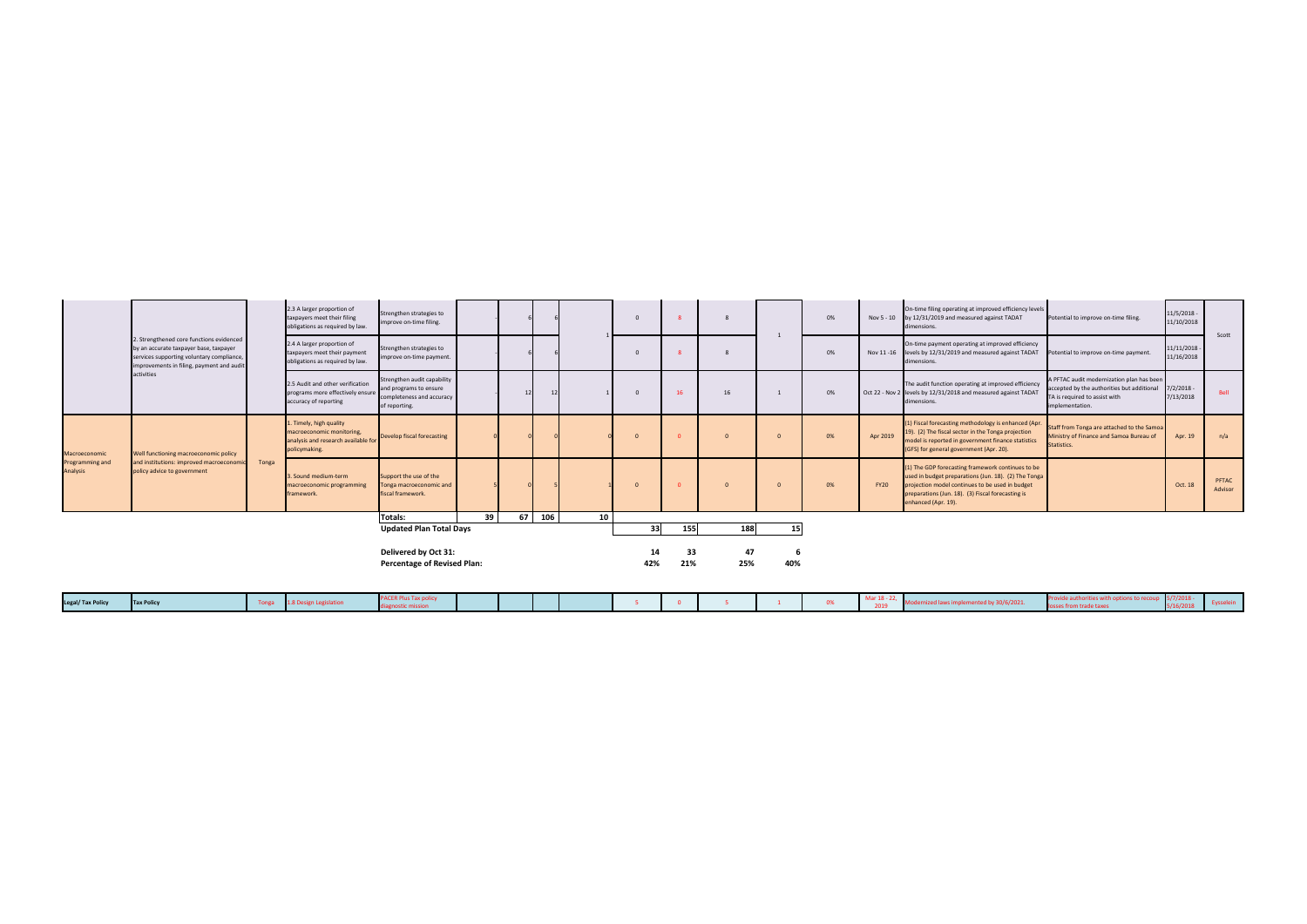| | | | | | | | | | | | | | | | | | | |
|---|---|---|---|---|---|---|---|---|---|---|---|---|---|---|---|---|---|---|
| | 2. Strengthened core functions evidenced by an accurate taxpayer base, taxpayer services supporting voluntary compliance, improvements in filing, payment and audit activities | | 2.3 A larger proportion of taxpayers meet their filing obligations as required by law. | Strengthen strategies to improve on-time filing. | - | 6 | 6 | 1 | 0 | 8 | 8 | 1 | 0% | Nov 5 - 10 | On-time filing operating at improved efficiency levels by 12/31/2019 and measured against TADAT dimensions. | Potential to improve on-time filing. | 11/5/2018 - 11/10/2018 | Scott |
| | | | 2.4 A larger proportion of taxpayers meet their payment obligations as required by law. | Strengthen strategies to improve on-time payment. | - | 6 | 6 | | 0 | 8 | 8 | | 0% | Nov 11 -16 | On-time payment operating at improved efficiency levels by 12/31/2019 and measured against TADAT dimensions. | Potential to improve on-time payment. | 11/11/2018 - 11/16/2018 | |
| | | | 2.5 Audit and other verification programs more effectively ensure accuracy of reporting | Strengthen audit capability and programs to ensure completeness and accuracy of reporting. | - | 12 | 12 | 1 | 0 | 16 | 16 | 1 | 0% | Oct 22 - Nov 2 | The audit function operating at improved efficiency levels by 12/31/2018 and measured against TADAT dimensions. | A PFTAC audit modernization plan has been accepted by the authorities but additional TA is required to assist with implementation. | 7/2/2018 - 7/13/2018 | Bell |
| Macroeconomic Programming and Analysis | Well functioning macroeconomic policy and institutions: improved macroeconomic policy advice to government | Tonga | 1. Timely, high quality macroeconomic monitoring, analysis and research available for policymaking. | Develop fiscal forecasting | 0 | 0 | 0 | 0 | 0 | 0 | 0 | 0 | 0% | Apr 2019 | (1) Fiscal forecasting methodology is enhanced (Apr. 19). (2) The fiscal sector in the Tonga projection model is reported in government finance statistics (GFS) for general government (Apr. 20). | Staff from Tonga are attached to the Samoa Ministry of Finance and Samoa Bureau of Statistics. | Apr. 19 | n/a |
| | | | 3. Sound medium-term macroeconomic programming framework. | Support the use of the Tonga macroeconomic and fiscal framework. | 5 | 0 | 5 | 1 | 0 | 0 | 0 | 0 | 0% | FY20 | (1) The GDP forecasting framework continues to be used in budget preparations (Jun. 18). (2) The Tonga projection model continues to be used in budget preparations (Jun. 18). (3) Fiscal forecasting is enhanced (Apr. 19). | | Oct. 18 | PFTAC Advisor |
| | | | | Totals: | 39 | 67 | 106 | 10 | | | | | | | | | | |
| | | | | Updated Plan Total Days | | | | | 33 | 155 | 188 | 15 | | | | | | |
| | | | | Delivered by Oct 31: | | | | | 14 | 33 | 47 | 6 | | | | | | |
| | | | | Percentage of Revised Plan: | | | | | 42% | 21% | 25% | 40% | | | | | | |
| Legal/ Tax Policy | Tax Policy | Tonga | 1.8 Design Legislation | PACER Plus Tax policy diagnostic mission | | | | | 5 | 0 | 5 | 1 | 0% | Mar 18 - 22, 2019 | Modernized laws implemented by 30/6/2021. | Provide authorities with options to recoup losses from trade taxes | 5/7/2018 - 5/16/2018 | Eysselein |